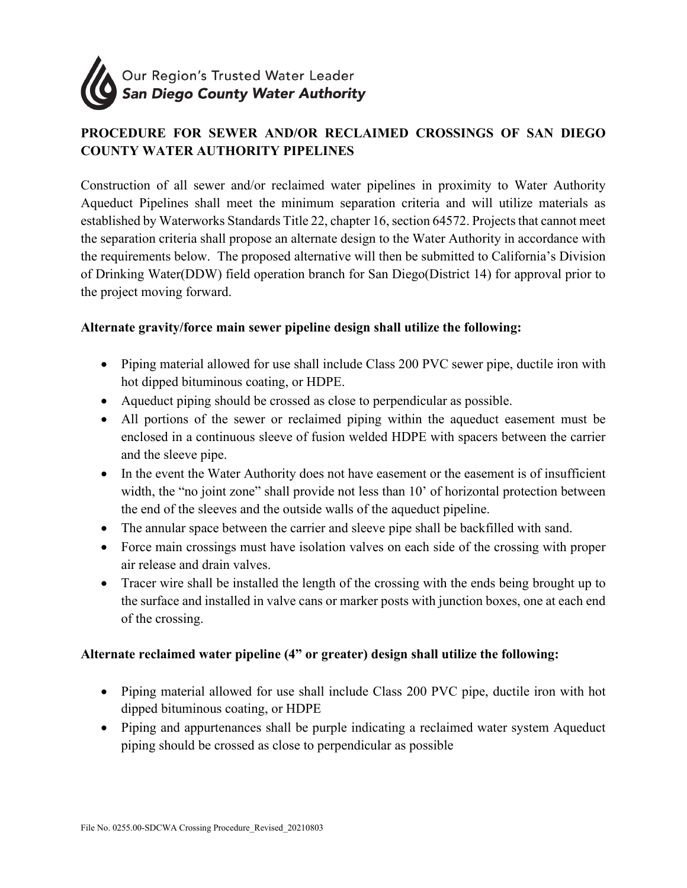Our Region's Trusted Water Leader
***San Diego County Water Authority***

## PROCEDURE FOR SEWER AND/OR RECLAIMED CROSSINGS OF SAN DIEGO COUNTY WATER AUTHORITY PIPELINES

Construction of all sewer and/or reclaimed water pipelines in proximity to Water Authority Aqueduct Pipelines shall meet the minimum separation criteria and will utilize materials as established by Waterworks Standards Title 22, chapter 16, section 64572. Projects that cannot meet the separation criteria shall propose an alternate design to the Water Authority in accordance with the requirements below. The proposed alternative will then be submitted to California's Division of Drinking Water(DDW) field operation branch for San Diego(District 14) for approval prior to the project moving forward.

**Alternate gravity/force main sewer pipeline design shall utilize the following:**

- Piping material allowed for use shall include Class 200 PVC sewer pipe, ductile iron with hot dipped bituminous coating, or HDPE.
- Aqueduct piping should be crossed as close to perpendicular as possible.
- All portions of the sewer or reclaimed piping within the aqueduct easement must be enclosed in a continuous sleeve of fusion welded HDPE with spacers between the carrier and the sleeve pipe.
- In the event the Water Authority does not have easement or the easement is of insufficient width, the "no joint zone" shall provide not less than 10' of horizontal protection between the end of the sleeves and the outside walls of the aqueduct pipeline.
- The annular space between the carrier and sleeve pipe shall be backfilled with sand.
- Force main crossings must have isolation valves on each side of the crossing with proper air release and drain valves.
- Tracer wire shall be installed the length of the crossing with the ends being brought up to the surface and installed in valve cans or marker posts with junction boxes, one at each end of the crossing.

**Alternate reclaimed water pipeline (4" or greater) design shall utilize the following:**

- Piping material allowed for use shall include Class 200 PVC pipe, ductile iron with hot dipped bituminous coating, or HDPE
- Piping and appurtenances shall be purple indicating a reclaimed water system Aqueduct piping should be crossed as close to perpendicular as possible

File No. 0255.00-SDCWA Crossing Procedure_Revised_20210803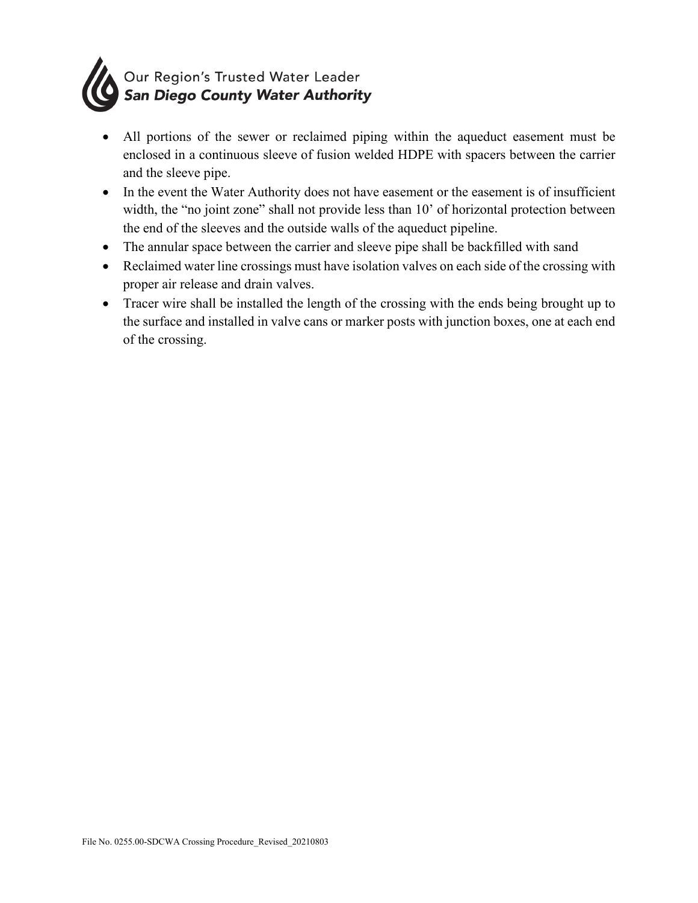- All portions of the sewer or reclaimed piping within the aqueduct easement must be enclosed in a continuous sleeve of fusion welded HDPE with spacers between the carrier and the sleeve pipe.
- In the event the Water Authority does not have easement or the easement is of insufficient width, the "no joint zone" shall not provide less than 10' of horizontal protection between the end of the sleeves and the outside walls of the aqueduct pipeline.
- The annular space between the carrier and sleeve pipe shall be backfilled with sand
- Reclaimed water line crossings must have isolation valves on each side of the crossing with proper air release and drain valves.
- Tracer wire shall be installed the length of the crossing with the ends being brought up to the surface and installed in valve cans or marker posts with junction boxes, one at each end of the crossing.